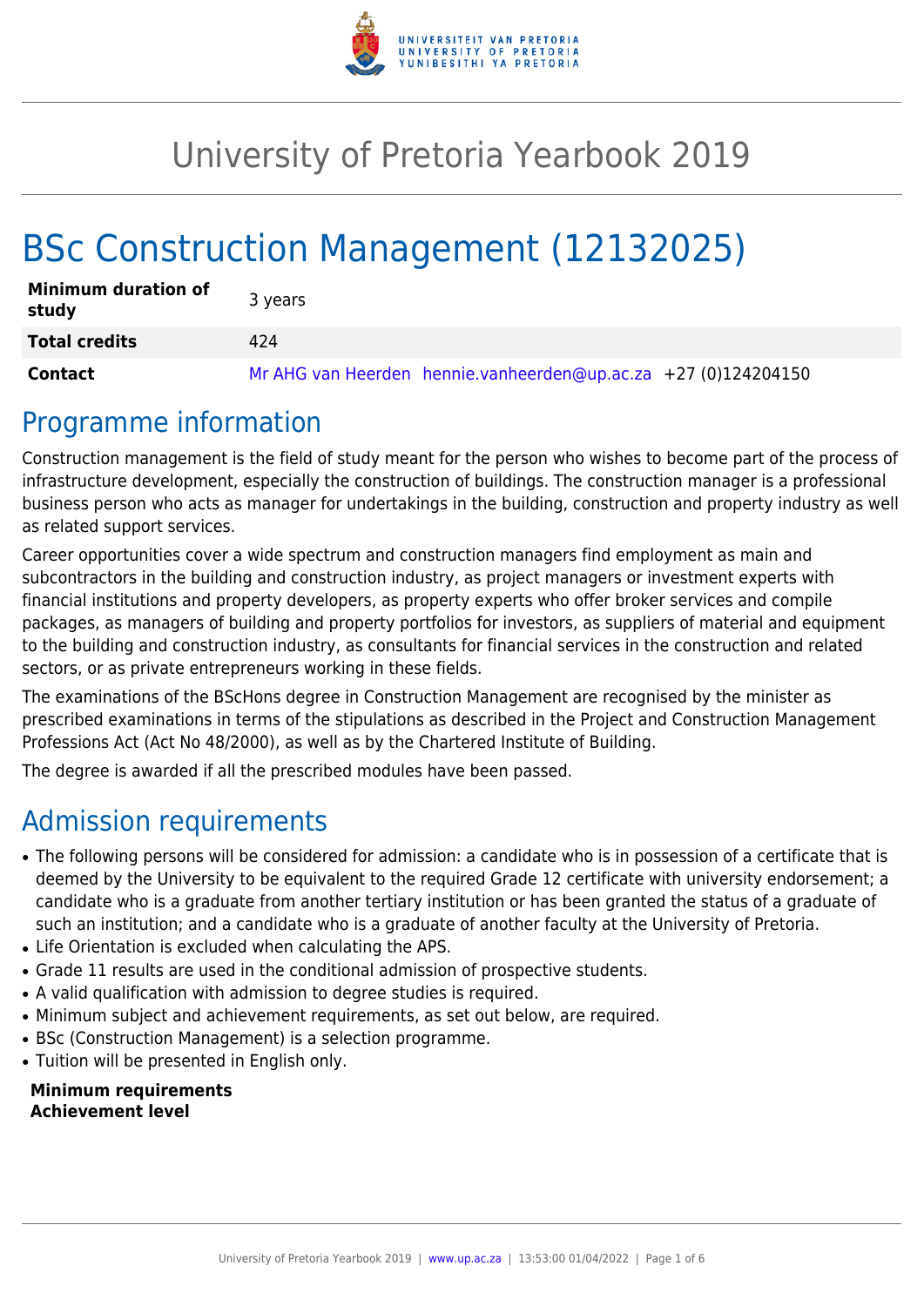# University of Pretoria Yearbook 2019

# BSc Construction Management (12132025)

| | |
|---|---|
| **Minimum duration of study** | 3 years |
| **Total credits** | 424 |
| **Contact** | Mr AHG van Heerden hennie.vanheerden@up.ac.za +27 (0)124204150 |

## Programme information

Construction management is the field of study meant for the person who wishes to become part of the process of infrastructure development, especially the construction of buildings. The construction manager is a professional business person who acts as manager for undertakings in the building, construction and property industry as well as related support services.

Career opportunities cover a wide spectrum and construction managers find employment as main and subcontractors in the building and construction industry, as project managers or investment experts with financial institutions and property developers, as property experts who offer broker services and compile packages, as managers of building and property portfolios for investors, as suppliers of material and equipment to the building and construction industry, as consultants for financial services in the construction and related sectors, or as private entrepreneurs working in these fields.

The examinations of the BScHons degree in Construction Management are recognised by the minister as prescribed examinations in terms of the stipulations as described in the Project and Construction Management Professions Act (Act No 48/2000), as well as by the Chartered Institute of Building.

The degree is awarded if all the prescribed modules have been passed.

## Admission requirements

- The following persons will be considered for admission: a candidate who is in possession of a certificate that is deemed by the University to be equivalent to the required Grade 12 certificate with university endorsement; a candidate who is a graduate from another tertiary institution or has been granted the status of a graduate of such an institution; and a candidate who is a graduate of another faculty at the University of Pretoria.
- Life Orientation is excluded when calculating the APS.
- Grade 11 results are used in the conditional admission of prospective students.
- A valid qualification with admission to degree studies is required.
- Minimum subject and achievement requirements, as set out below, are required.
- BSc (Construction Management) is a selection programme.
- Tuition will be presented in English only.

**Minimum requirements**
**Achievement level**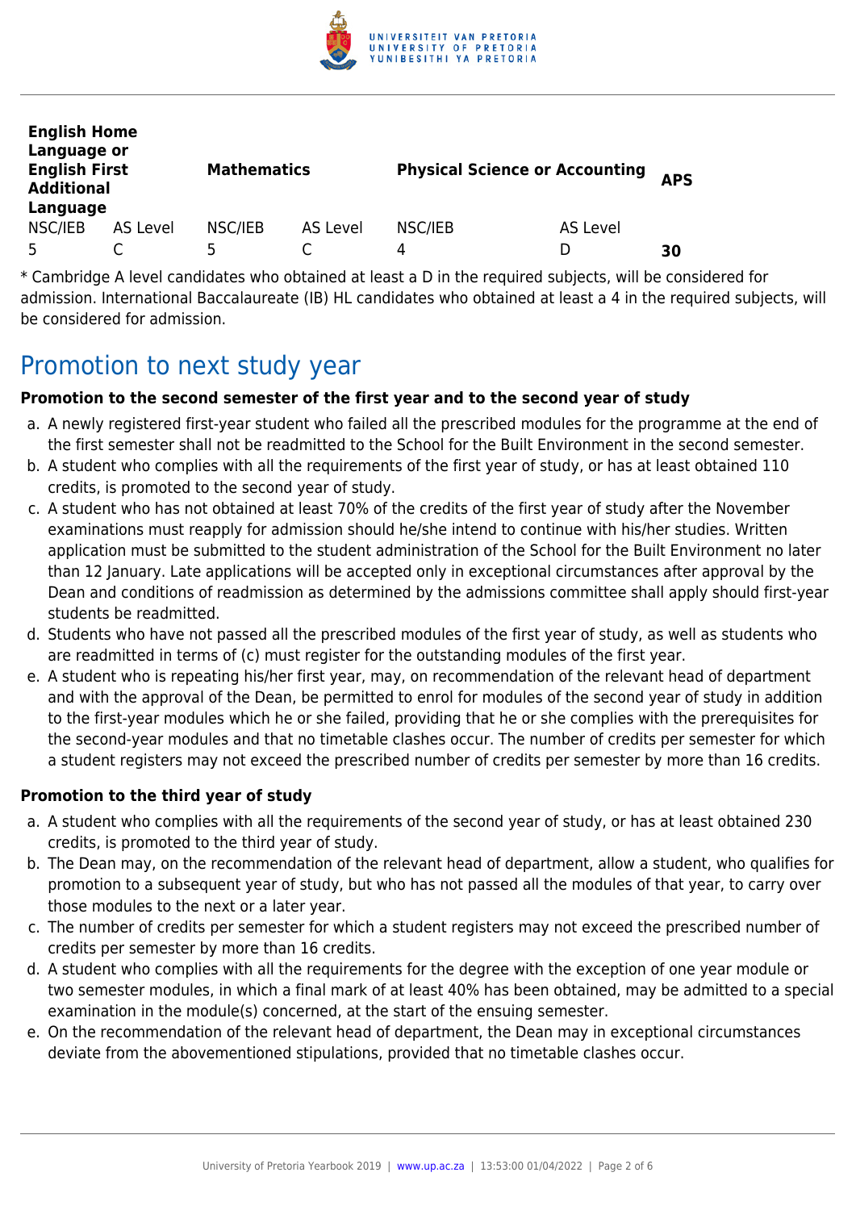| English Home Language or English First Additional Language | | Mathematics | | Physical Science or Accounting | | APS |
|---|---|---|---|---|---|---|
| NSC/IEB | AS Level | NSC/IEB | AS Level | NSC/IEB | AS Level | |
| 5 | C | 5 | C | 4 | D | **30** |

* Cambridge A level candidates who obtained at least a D in the required subjects, will be considered for admission. International Baccalaureate (IB) HL candidates who obtained at least a 4 in the required subjects, will be considered for admission.

## Promotion to next study year

**Promotion to the second semester of the first year and to the second year of study**

a. A newly registered first-year student who failed all the prescribed modules for the programme at the end of the first semester shall not be readmitted to the School for the Built Environment in the second semester.
b. A student who complies with all the requirements of the first year of study, or has at least obtained 110 credits, is promoted to the second year of study.
c. A student who has not obtained at least 70% of the credits of the first year of study after the November examinations must reapply for admission should he/she intend to continue with his/her studies. Written application must be submitted to the student administration of the School for the Built Environment no later than 12 January. Late applications will be accepted only in exceptional circumstances after approval by the Dean and conditions of readmission as determined by the admissions committee shall apply should first-year students be readmitted.
d. Students who have not passed all the prescribed modules of the first year of study, as well as students who are readmitted in terms of (c) must register for the outstanding modules of the first year.
e. A student who is repeating his/her first year, may, on recommendation of the relevant head of department and with the approval of the Dean, be permitted to enrol for modules of the second year of study in addition to the first-year modules which he or she failed, providing that he or she complies with the prerequisites for the second-year modules and that no timetable clashes occur. The number of credits per semester for which a student registers may not exceed the prescribed number of credits per semester by more than 16 credits.

**Promotion to the third year of study**

a. A student who complies with all the requirements of the second year of study, or has at least obtained 230 credits, is promoted to the third year of study.
b. The Dean may, on the recommendation of the relevant head of department, allow a student, who qualifies for promotion to a subsequent year of study, but who has not passed all the modules of that year, to carry over those modules to the next or a later year.
c. The number of credits per semester for which a student registers may not exceed the prescribed number of credits per semester by more than 16 credits.
d. A student who complies with all the requirements for the degree with the exception of one year module or two semester modules, in which a final mark of at least 40% has been obtained, may be admitted to a special examination in the module(s) concerned, at the start of the ensuing semester.
e. On the recommendation of the relevant head of department, the Dean may in exceptional circumstances deviate from the abovementioned stipulations, provided that no timetable clashes occur.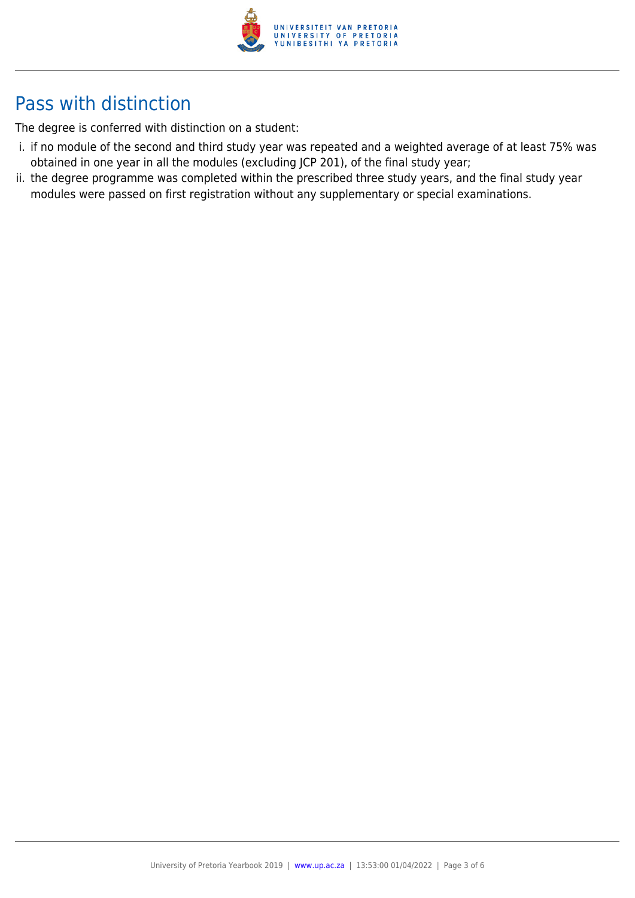## Pass with distinction

The degree is conferred with distinction on a student:

i. if no module of the second and third study year was repeated and a weighted average of at least 75% was obtained in one year in all the modules (excluding JCP 201), of the final study year;
ii. the degree programme was completed within the prescribed three study years, and the final study year modules were passed on first registration without any supplementary or special examinations.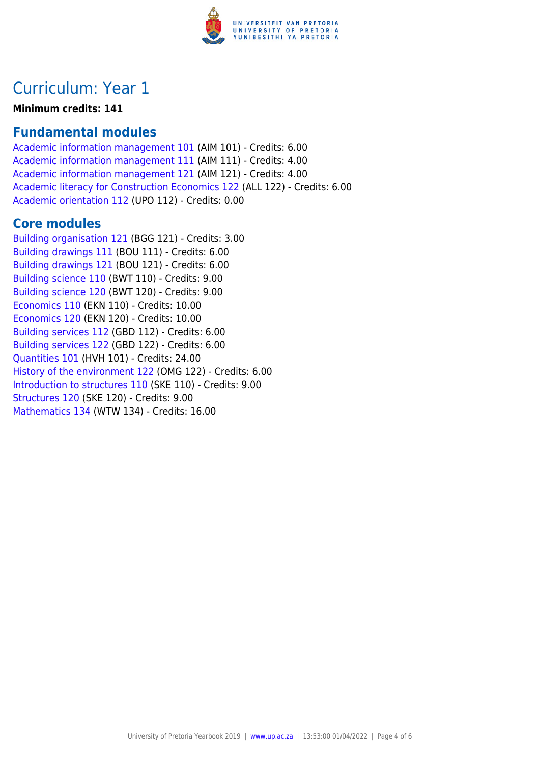# Curriculum: Year 1

**Minimum credits: 141**

## Fundamental modules

Academic information management 101 (AIM 101) - Credits: 6.00
Academic information management 111 (AIM 111) - Credits: 4.00
Academic information management 121 (AIM 121) - Credits: 4.00
Academic literacy for Construction Economics 122 (ALL 122) - Credits: 6.00
Academic orientation 112 (UPO 112) - Credits: 0.00

## Core modules

Building organisation 121 (BGG 121) - Credits: 3.00
Building drawings 111 (BOU 111) - Credits: 6.00
Building drawings 121 (BOU 121) - Credits: 6.00
Building science 110 (BWT 110) - Credits: 9.00
Building science 120 (BWT 120) - Credits: 9.00
Economics 110 (EKN 110) - Credits: 10.00
Economics 120 (EKN 120) - Credits: 10.00
Building services 112 (GBD 112) - Credits: 6.00
Building services 122 (GBD 122) - Credits: 6.00
Quantities 101 (HVH 101) - Credits: 24.00
History of the environment 122 (OMG 122) - Credits: 6.00
Introduction to structures 110 (SKE 110) - Credits: 9.00
Structures 120 (SKE 120) - Credits: 9.00
Mathematics 134 (WTW 134) - Credits: 16.00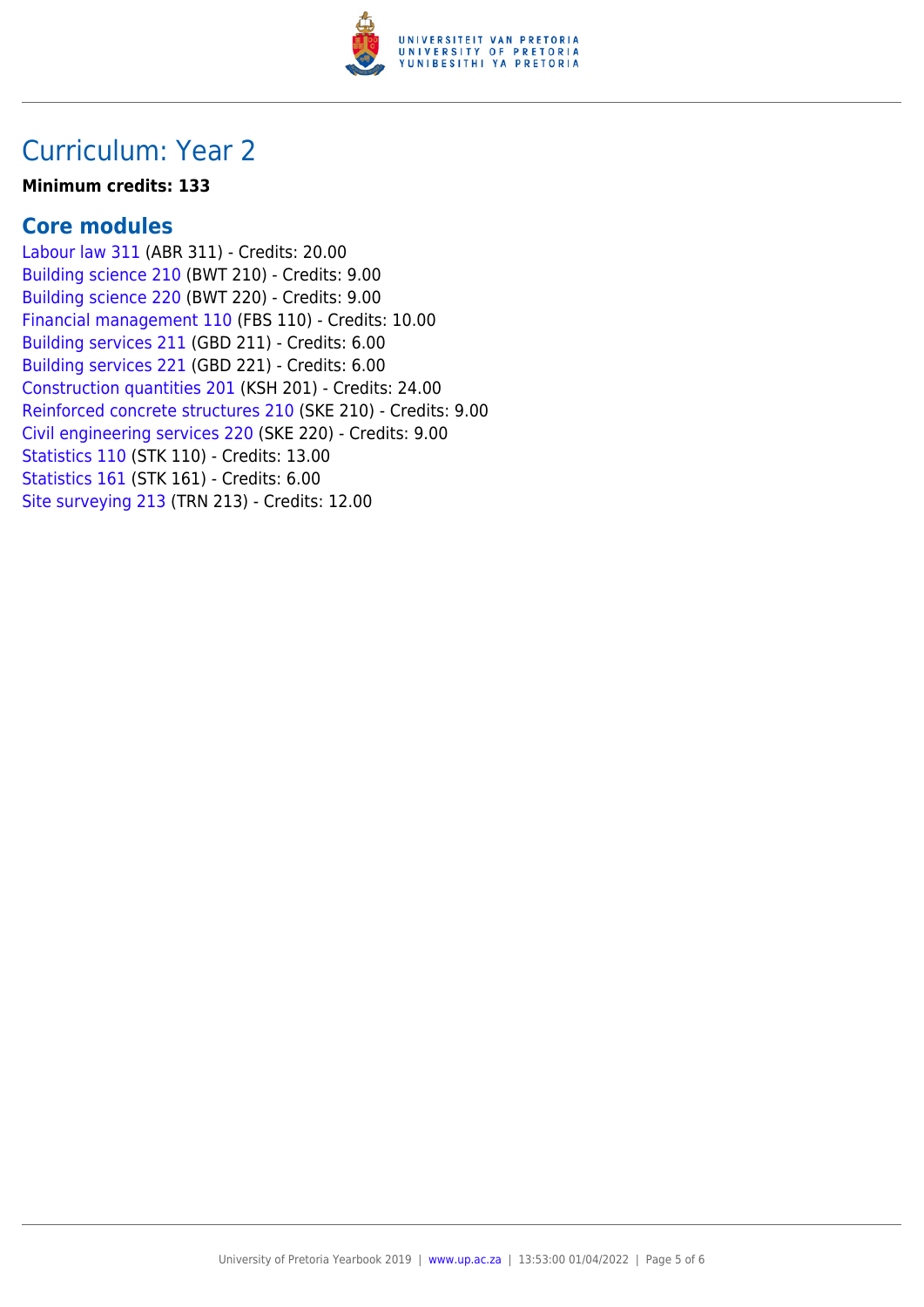# Curriculum: Year 2

**Minimum credits: 133**

## Core modules

Labour law 311 (ABR 311) - Credits: 20.00
Building science 210 (BWT 210) - Credits: 9.00
Building science 220 (BWT 220) - Credits: 9.00
Financial management 110 (FBS 110) - Credits: 10.00
Building services 211 (GBD 211) - Credits: 6.00
Building services 221 (GBD 221) - Credits: 6.00
Construction quantities 201 (KSH 201) - Credits: 24.00
Reinforced concrete structures 210 (SKE 210) - Credits: 9.00
Civil engineering services 220 (SKE 220) - Credits: 9.00
Statistics 110 (STK 110) - Credits: 13.00
Statistics 161 (STK 161) - Credits: 6.00
Site surveying 213 (TRN 213) - Credits: 12.00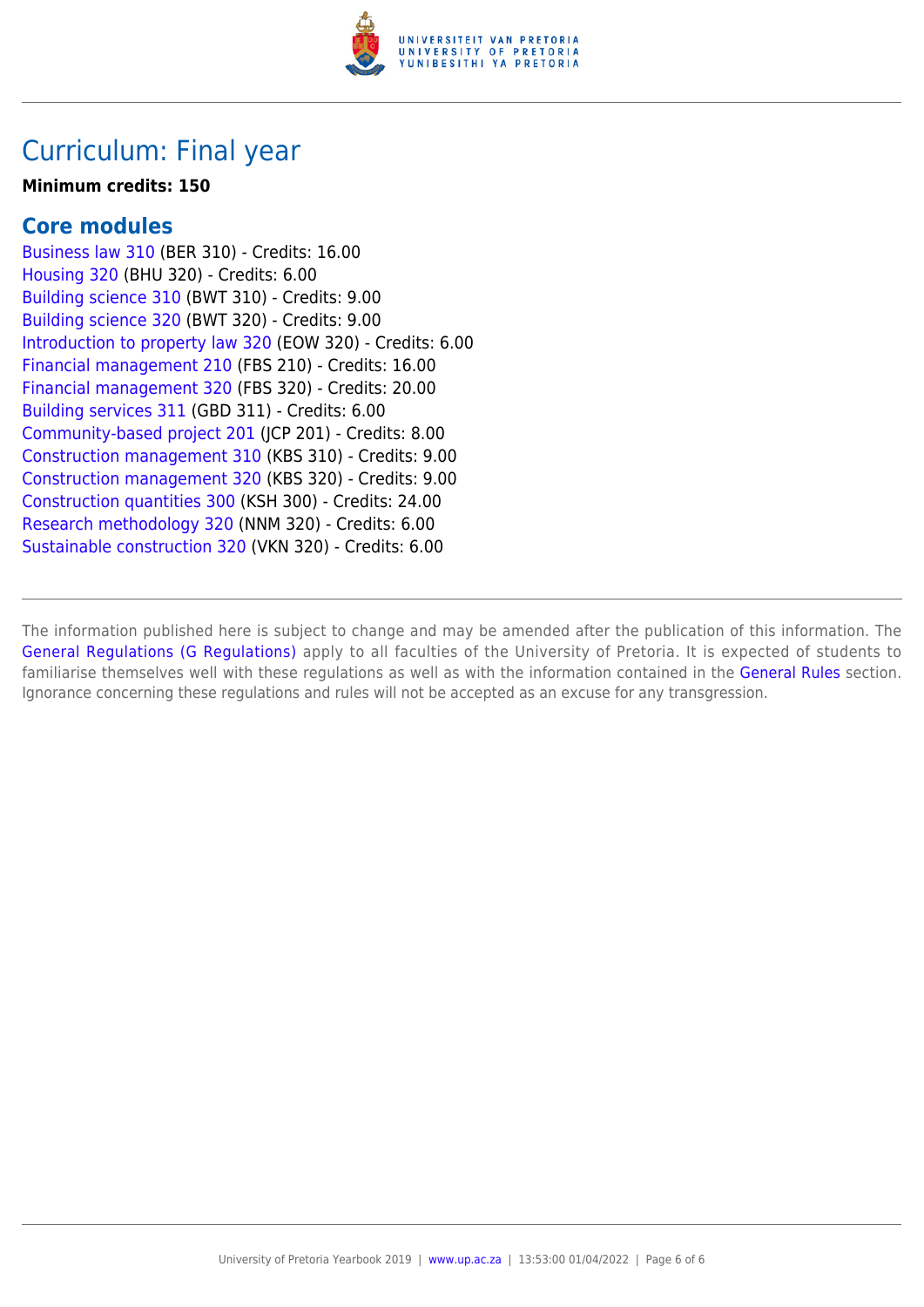## Curriculum: Final year

**Minimum credits: 150**

### Core modules

Business law 310 (BER 310) - Credits: 16.00
Housing 320 (BHU 320) - Credits: 6.00
Building science 310 (BWT 310) - Credits: 9.00
Building science 320 (BWT 320) - Credits: 9.00
Introduction to property law 320 (EOW 320) - Credits: 6.00
Financial management 210 (FBS 210) - Credits: 16.00
Financial management 320 (FBS 320) - Credits: 20.00
Building services 311 (GBD 311) - Credits: 6.00
Community-based project 201 (JCP 201) - Credits: 8.00
Construction management 310 (KBS 310) - Credits: 9.00
Construction management 320 (KBS 320) - Credits: 9.00
Construction quantities 300 (KSH 300) - Credits: 24.00
Research methodology 320 (NNM 320) - Credits: 6.00
Sustainable construction 320 (VKN 320) - Credits: 6.00

---

The information published here is subject to change and may be amended after the publication of this information. The General Regulations (G Regulations) apply to all faculties of the University of Pretoria. It is expected of students to familiarise themselves well with these regulations as well as with the information contained in the General Rules section. Ignorance concerning these regulations and rules will not be accepted as an excuse for any transgression.